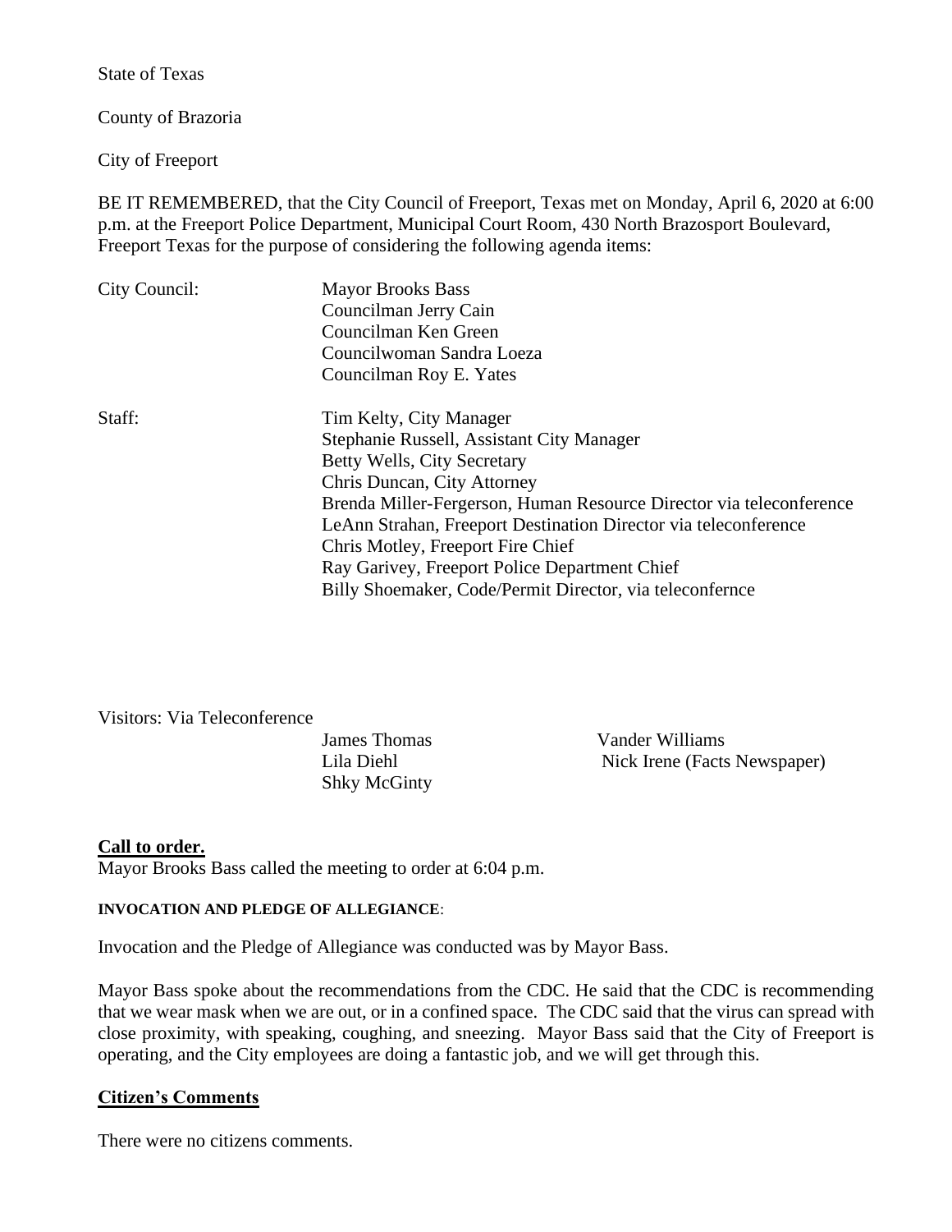State of Texas

County of Brazoria

City of Freeport

BE IT REMEMBERED, that the City Council of Freeport, Texas met on Monday, April 6, 2020 at 6:00 p.m. at the Freeport Police Department, Municipal Court Room, 430 North Brazosport Boulevard, Freeport Texas for the purpose of considering the following agenda items:

City Council:

Mayor Brooks Bass
Councilman Jerry Cain
Councilman Ken Green
Councilwoman Sandra Loeza
Councilman Roy E. Yates

Staff:

Tim Kelty, City Manager
Stephanie Russell, Assistant City Manager
Betty Wells, City Secretary
Chris Duncan, City Attorney
Brenda Miller-Fergerson, Human Resource Director via teleconference
LeAnn Strahan, Freeport Destination Director via teleconference
Chris Motley, Freeport Fire Chief
Ray Garivey, Freeport Police Department Chief
Billy Shoemaker, Code/Permit Director, via teleconfernce

Visitors: Via Teleconference

James Thomas
Lila Diehl
Shky McGinty
Vander Williams
Nick Irene (Facts Newspaper)

**Call to order.**

Mayor Brooks Bass called the meeting to order at 6:04 p.m.

**INVOCATION AND PLEDGE OF ALLEGIANCE**:

Invocation and the Pledge of Allegiance was conducted was by Mayor Bass.

Mayor Bass spoke about the recommendations from the CDC. He said that the CDC is recommending that we wear mask when we are out, or in a confined space. The CDC said that the virus can spread with close proximity, with speaking, coughing, and sneezing. Mayor Bass said that the City of Freeport is operating, and the City employees are doing a fantastic job, and we will get through this.

**Citizen's Comments**

There were no citizens comments.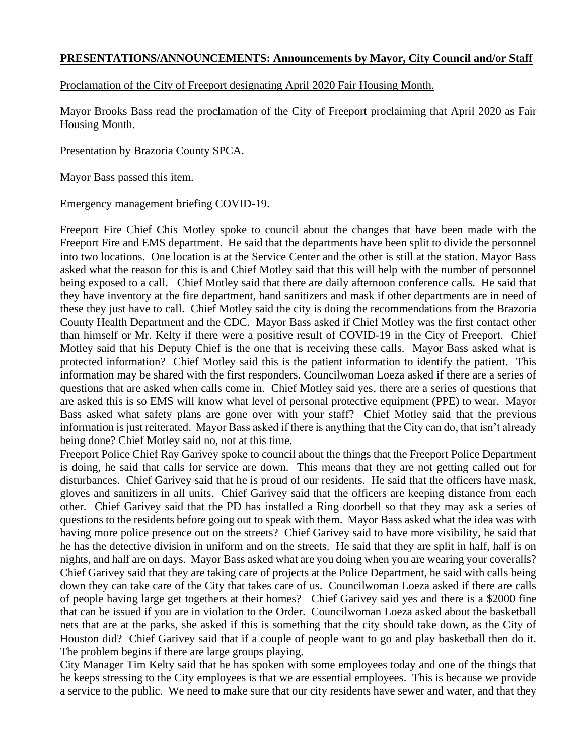**PRESENTATIONS/ANNOUNCEMENTS: Announcements by Mayor, City Council and/or Staff**

Proclamation of the City of Freeport designating April 2020 Fair Housing Month.

Mayor Brooks Bass read the proclamation of the City of Freeport proclaiming that April 2020 as Fair Housing Month.

Presentation by Brazoria County SPCA.

Mayor Bass passed this item.

Emergency management briefing COVID-19.

Freeport Fire Chief Chis Motley spoke to council about the changes that have been made with the Freeport Fire and EMS department. He said that the departments have been split to divide the personnel into two locations. One location is at the Service Center and the other is still at the station. Mayor Bass asked what the reason for this is and Chief Motley said that this will help with the number of personnel being exposed to a call. Chief Motley said that there are daily afternoon conference calls. He said that they have inventory at the fire department, hand sanitizers and mask if other departments are in need of these they just have to call. Chief Motley said the city is doing the recommendations from the Brazoria County Health Department and the CDC. Mayor Bass asked if Chief Motley was the first contact other than himself or Mr. Kelty if there were a positive result of COVID-19 in the City of Freeport. Chief Motley said that his Deputy Chief is the one that is receiving these calls. Mayor Bass asked what is protected information? Chief Motley said this is the patient information to identify the patient. This information may be shared with the first responders. Councilwoman Loeza asked if there are a series of questions that are asked when calls come in. Chief Motley said yes, there are a series of questions that are asked this is so EMS will know what level of personal protective equipment (PPE) to wear. Mayor Bass asked what safety plans are gone over with your staff? Chief Motley said that the previous information is just reiterated. Mayor Bass asked if there is anything that the City can do, that isn't already being done? Chief Motley said no, not at this time.

Freeport Police Chief Ray Garivey spoke to council about the things that the Freeport Police Department is doing, he said that calls for service are down. This means that they are not getting called out for disturbances. Chief Garivey said that he is proud of our residents. He said that the officers have mask, gloves and sanitizers in all units. Chief Garivey said that the officers are keeping distance from each other. Chief Garivey said that the PD has installed a Ring doorbell so that they may ask a series of questions to the residents before going out to speak with them. Mayor Bass asked what the idea was with having more police presence out on the streets? Chief Garivey said to have more visibility, he said that he has the detective division in uniform and on the streets. He said that they are split in half, half is on nights, and half are on days. Mayor Bass asked what are you doing when you are wearing your coveralls? Chief Garivey said that they are taking care of projects at the Police Department, he said with calls being down they can take care of the City that takes care of us. Councilwoman Loeza asked if there are calls of people having large get togethers at their homes? Chief Garivey said yes and there is a $2000 fine that can be issued if you are in violation to the Order. Councilwoman Loeza asked about the basketball nets that are at the parks, she asked if this is something that the city should take down, as the City of Houston did? Chief Garivey said that if a couple of people want to go and play basketball then do it. The problem begins if there are large groups playing.

City Manager Tim Kelty said that he has spoken with some employees today and one of the things that he keeps stressing to the City employees is that we are essential employees. This is because we provide a service to the public. We need to make sure that our city residents have sewer and water, and that they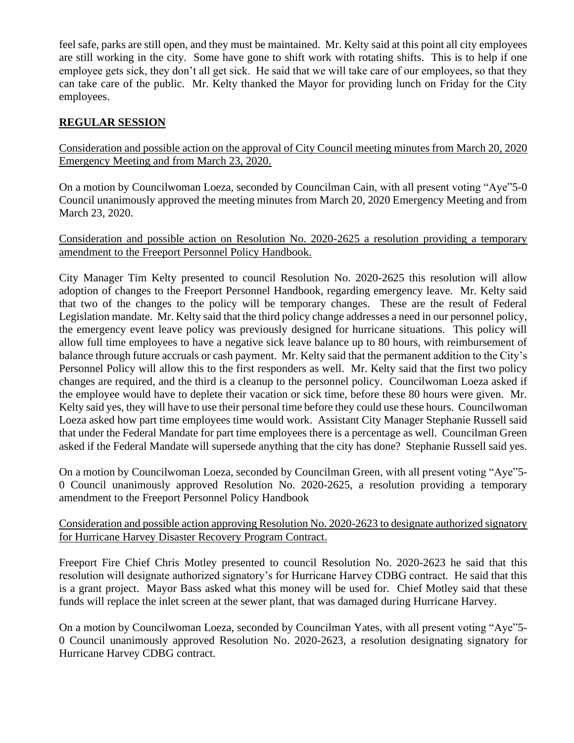feel safe, parks are still open, and they must be maintained. Mr. Kelty said at this point all city employees are still working in the city. Some have gone to shift work with rotating shifts. This is to help if one employee gets sick, they don't all get sick. He said that we will take care of our employees, so that they can take care of the public. Mr. Kelty thanked the Mayor for providing lunch on Friday for the City employees.

## **REGULAR SESSION**

<u>Consideration and possible action on the approval of City Council meeting minutes from March 20, 2020 Emergency Meeting and from March 23, 2020.</u>

On a motion by Councilwoman Loeza, seconded by Councilman Cain, with all present voting "Aye"5-0 Council unanimously approved the meeting minutes from March 20, 2020 Emergency Meeting and from March 23, 2020.

<u>Consideration and possible action on Resolution No. 2020-2625 a resolution providing a temporary amendment to the Freeport Personnel Policy Handbook.</u>

City Manager Tim Kelty presented to council Resolution No. 2020-2625 this resolution will allow adoption of changes to the Freeport Personnel Handbook, regarding emergency leave. Mr. Kelty said that two of the changes to the policy will be temporary changes. These are the result of Federal Legislation mandate. Mr. Kelty said that the third policy change addresses a need in our personnel policy, the emergency event leave policy was previously designed for hurricane situations. This policy will allow full time employees to have a negative sick leave balance up to 80 hours, with reimbursement of balance through future accruals or cash payment. Mr. Kelty said that the permanent addition to the City's Personnel Policy will allow this to the first responders as well. Mr. Kelty said that the first two policy changes are required, and the third is a cleanup to the personnel policy. Councilwoman Loeza asked if the employee would have to deplete their vacation or sick time, before these 80 hours were given. Mr. Kelty said yes, they will have to use their personal time before they could use these hours. Councilwoman Loeza asked how part time employees time would work. Assistant City Manager Stephanie Russell said that under the Federal Mandate for part time employees there is a percentage as well. Councilman Green asked if the Federal Mandate will supersede anything that the city has done? Stephanie Russell said yes.

On a motion by Councilwoman Loeza, seconded by Councilman Green, with all present voting "Aye"5-0 Council unanimously approved Resolution No. 2020-2625, a resolution providing a temporary amendment to the Freeport Personnel Policy Handbook

<u>Consideration and possible action approving Resolution No. 2020-2623 to designate authorized signatory for Hurricane Harvey Disaster Recovery Program Contract.</u>

Freeport Fire Chief Chris Motley presented to council Resolution No. 2020-2623 he said that this resolution will designate authorized signatory's for Hurricane Harvey CDBG contract. He said that this is a grant project. Mayor Bass asked what this money will be used for. Chief Motley said that these funds will replace the inlet screen at the sewer plant, that was damaged during Hurricane Harvey.

On a motion by Councilwoman Loeza, seconded by Councilman Yates, with all present voting "Aye"5-0 Council unanimously approved Resolution No. 2020-2623, a resolution designating signatory for Hurricane Harvey CDBG contract.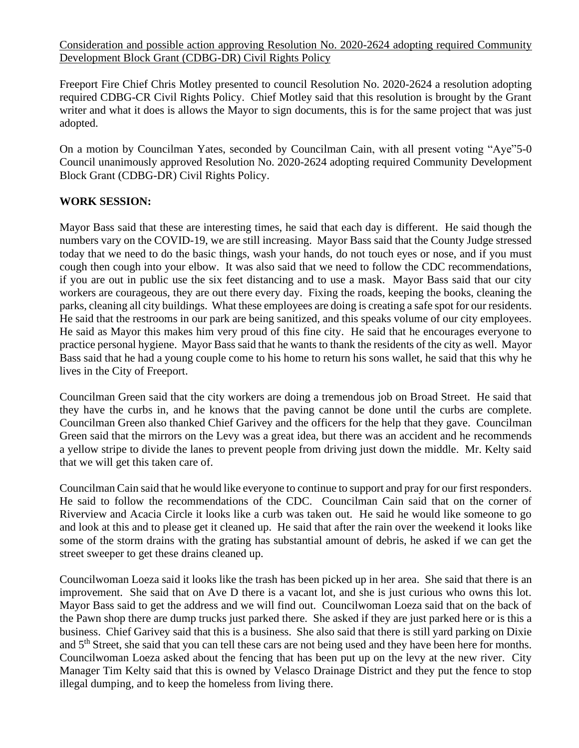Consideration and possible action approving Resolution No. 2020-2624 adopting required Community Development Block Grant (CDBG-DR) Civil Rights Policy

Freeport Fire Chief Chris Motley presented to council Resolution No. 2020-2624 a resolution adopting required CDBG-CR Civil Rights Policy. Chief Motley said that this resolution is brought by the Grant writer and what it does is allows the Mayor to sign documents, this is for the same project that was just adopted.

On a motion by Councilman Yates, seconded by Councilman Cain, with all present voting "Aye"5-0 Council unanimously approved Resolution No. 2020-2624 adopting required Community Development Block Grant (CDBG-DR) Civil Rights Policy.

**WORK SESSION:**

Mayor Bass said that these are interesting times, he said that each day is different. He said though the numbers vary on the COVID-19, we are still increasing. Mayor Bass said that the County Judge stressed today that we need to do the basic things, wash your hands, do not touch eyes or nose, and if you must cough then cough into your elbow. It was also said that we need to follow the CDC recommendations, if you are out in public use the six feet distancing and to use a mask. Mayor Bass said that our city workers are courageous, they are out there every day. Fixing the roads, keeping the books, cleaning the parks, cleaning all city buildings. What these employees are doing is creating a safe spot for our residents. He said that the restrooms in our park are being sanitized, and this speaks volume of our city employees. He said as Mayor this makes him very proud of this fine city. He said that he encourages everyone to practice personal hygiene. Mayor Bass said that he wants to thank the residents of the city as well. Mayor Bass said that he had a young couple come to his home to return his sons wallet, he said that this why he lives in the City of Freeport.

Councilman Green said that the city workers are doing a tremendous job on Broad Street. He said that they have the curbs in, and he knows that the paving cannot be done until the curbs are complete. Councilman Green also thanked Chief Garivey and the officers for the help that they gave. Councilman Green said that the mirrors on the Levy was a great idea, but there was an accident and he recommends a yellow stripe to divide the lanes to prevent people from driving just down the middle. Mr. Kelty said that we will get this taken care of.

Councilman Cain said that he would like everyone to continue to support and pray for our first responders. He said to follow the recommendations of the CDC. Councilman Cain said that on the corner of Riverview and Acacia Circle it looks like a curb was taken out. He said he would like someone to go and look at this and to please get it cleaned up. He said that after the rain over the weekend it looks like some of the storm drains with the grating has substantial amount of debris, he asked if we can get the street sweeper to get these drains cleaned up.

Councilwoman Loeza said it looks like the trash has been picked up in her area. She said that there is an improvement. She said that on Ave D there is a vacant lot, and she is just curious who owns this lot. Mayor Bass said to get the address and we will find out. Councilwoman Loeza said that on the back of the Pawn shop there are dump trucks just parked there. She asked if they are just parked here or is this a business. Chief Garivey said that this is a business. She also said that there is still yard parking on Dixie and 5th Street, she said that you can tell these cars are not being used and they have been here for months. Councilwoman Loeza asked about the fencing that has been put up on the levy at the new river. City Manager Tim Kelty said that this is owned by Velasco Drainage District and they put the fence to stop illegal dumping, and to keep the homeless from living there.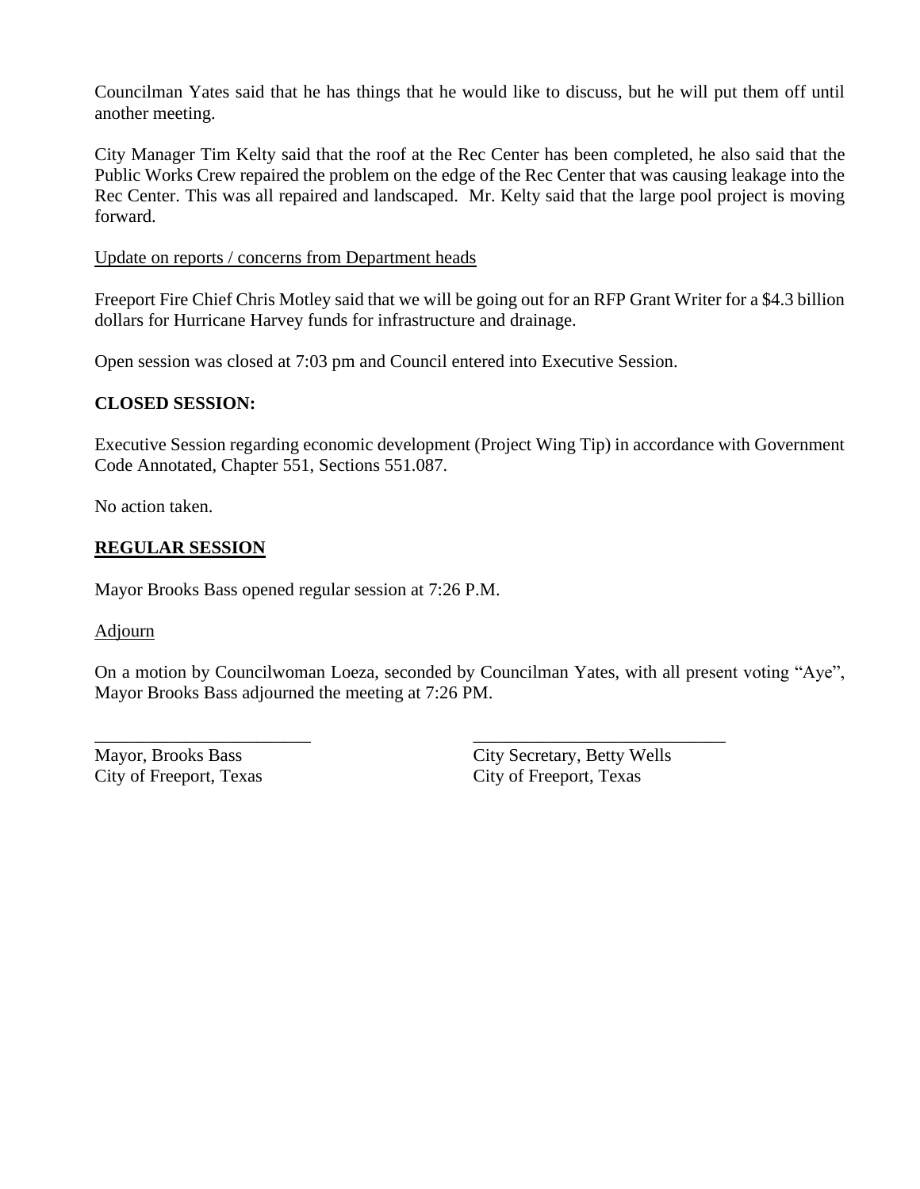Councilman Yates said that he has things that he would like to discuss, but he will put them off until another meeting.

City Manager Tim Kelty said that the roof at the Rec Center has been completed, he also said that the Public Works Crew repaired the problem on the edge of the Rec Center that was causing leakage into the Rec Center. This was all repaired and landscaped. Mr. Kelty said that the large pool project is moving forward.

Update on reports / concerns from Department heads

Freeport Fire Chief Chris Motley said that we will be going out for an RFP Grant Writer for a $4.3 billion dollars for Hurricane Harvey funds for infrastructure and drainage.

Open session was closed at 7:03 pm and Council entered into Executive Session.

**CLOSED SESSION:**

Executive Session regarding economic development (Project Wing Tip) in accordance with Government Code Annotated, Chapter 551, Sections 551.087.

No action taken.

**REGULAR SESSION**

Mayor Brooks Bass opened regular session at 7:26 P.M.

Adjourn

On a motion by Councilwoman Loeza, seconded by Councilman Yates, with all present voting "Aye", Mayor Brooks Bass adjourned the meeting at 7:26 PM.

\_\_\_\_\_\_\_\_\_\_\_\_\_\_\_\_\_\_\_\_\_\_\_\_
Mayor, Brooks Bass
City of Freeport, Texas

\_\_\_\_\_\_\_\_\_\_\_\_\_\_\_\_\_\_\_\_\_\_\_\_\_\_\_\_
City Secretary, Betty Wells
City of Freeport, Texas